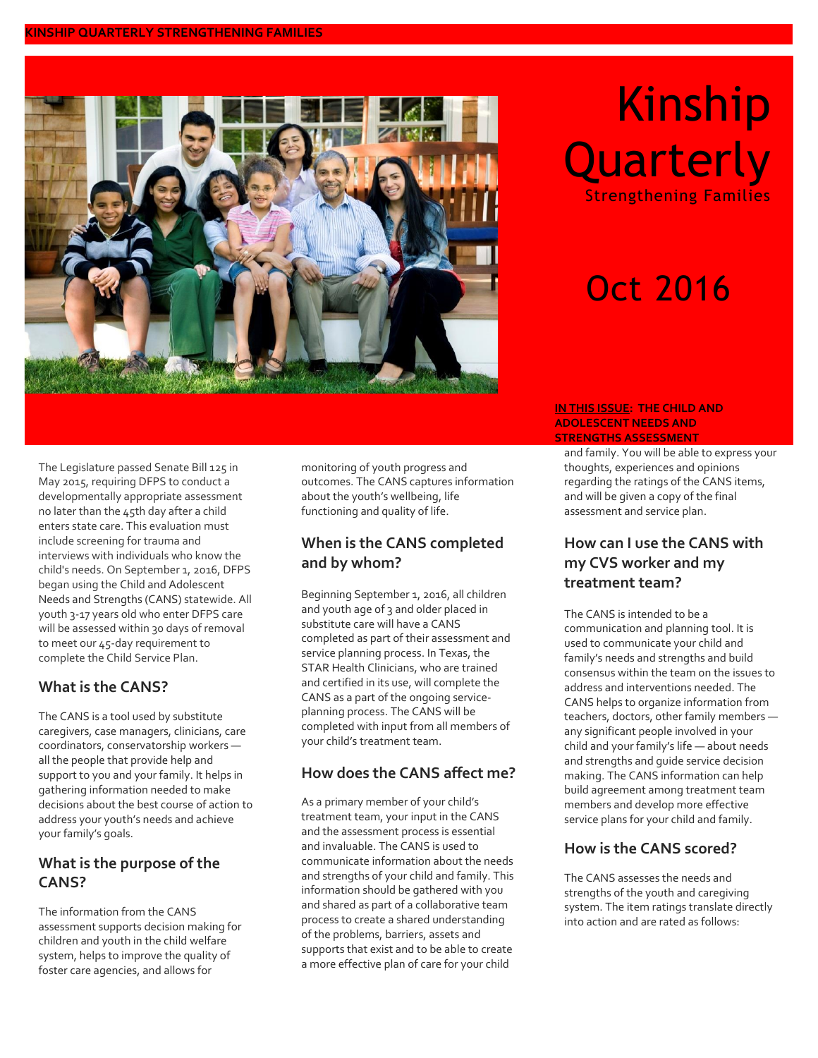# Kinship Quarterly

Strengthening Families

Oct 2016

**IN THIS ISSUE: THE CHILD AND ADOLESCENT NEEDS AND STRENGTHS ASSESSMENT**

The Legislature passed Senate Bill 125 in May 2015, requiring DFPS to conduct a developmentally appropriate assessment no later than the 45th day after a child enters state care. This evaluation must include screening for trauma and interviews with individuals who know the child's needs. On September 1, 2016, DFPS began using the Child and Adolescent Needs and Strengths (CANS) statewide. All youth 3-17 years old who enter DFPS care will be assessed within 30 days of removal to meet our 45-day requirement to complete the Child Service Plan.

## What is the CANS?

The CANS is a tool used by substitute caregivers, case managers, clinicians, care coordinators, conservatorship workers — all the people that provide help and support to you and your family. It helps in gathering information needed to make decisions about the best course of action to address your youth's needs and achieve your family's goals.

## What is the purpose of the CANS?

The information from the CANS assessment supports decision making for children and youth in the child welfare system, helps to improve the quality of foster care agencies, and allows for monitoring of youth progress and outcomes. The CANS captures information about the youth's wellbeing, life functioning and quality of life.

## When is the CANS completed and by whom?

Beginning September 1, 2016, all children and youth age of 3 and older placed in substitute care will have a CANS completed as part of their assessment and service planning process. In Texas, the STAR Health Clinicians, who are trained and certified in its use, will complete the CANS as a part of the ongoing service-planning process. The CANS will be completed with input from all members of your child's treatment team.

## How does the CANS affect me?

As a primary member of your child's treatment team, your input in the CANS and the assessment process is essential and invaluable. The CANS is used to communicate information about the needs and strengths of your child and family. This information should be gathered with you and shared as part of a collaborative team process to create a shared understanding of the problems, barriers, assets and supports that exist and to be able to create a more effective plan of care for your child and family. You will be able to express your thoughts, experiences and opinions regarding the ratings of the CANS items, and will be given a copy of the final assessment and service plan.

## How can I use the CANS with my CVS worker and my treatment team?

The CANS is intended to be a communication and planning tool. It is used to communicate your child and family's needs and strengths and build consensus within the team on the issues to address and interventions needed. The CANS helps to organize information from teachers, doctors, other family members — any significant people involved in your child and your family's life — about needs and strengths and guide service decision making. The CANS information can help build agreement among treatment team members and develop more effective service plans for your child and family.

## How is the CANS scored?

The CANS assesses the needs and strengths of the youth and caregiving system. The item ratings translate directly into action and are rated as follows: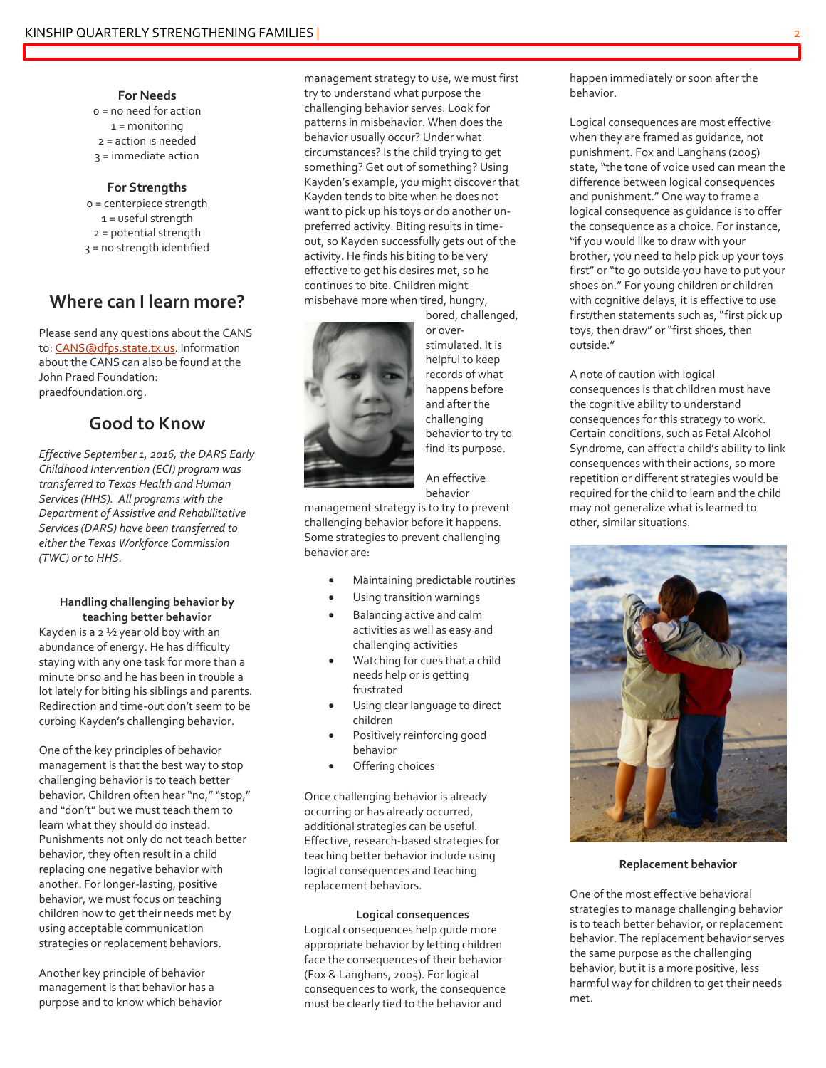**For Needs**

0 = no need for action
1 = monitoring
2 = action is needed
3 = immediate action

**For Strengths**

0 = centerpiece strength
1 = useful strength
2 = potential strength
3 = no strength identified

## Where can I learn more?

Please send any questions about the CANS to: CANS@dfps.state.tx.us. Information about the CANS can also be found at the John Praed Foundation: praedfoundation.org.

## Good to Know

*Effective September 1, 2016, the DARS Early Childhood Intervention (ECI) program was transferred to Texas Health and Human Services (HHS). All programs with the Department of Assistive and Rehabilitative Services (DARS) have been transferred to either the Texas Workforce Commission (TWC) or to HHS.*

### Handling challenging behavior by teaching better behavior

Kayden is a 2 ½ year old boy with an abundance of energy. He has difficulty staying with any one task for more than a minute or so and he has been in trouble a lot lately for biting his siblings and parents. Redirection and time-out don't seem to be curbing Kayden's challenging behavior.

One of the key principles of behavior management is that the best way to stop challenging behavior is to teach better behavior. Children often hear "no," "stop," and "don't" but we must teach them to learn what they should do instead. Punishments not only do not teach better behavior, they often result in a child replacing one negative behavior with another. For longer-lasting, positive behavior, we must focus on teaching children how to get their needs met by using acceptable communication strategies or replacement behaviors.

Another key principle of behavior management is that behavior has a purpose and to know which behavior management strategy to use, we must first try to understand what purpose the challenging behavior serves. Look for patterns in misbehavior. When does the behavior usually occur? Under what circumstances? Is the child trying to get something? Get out of something? Using Kayden's example, you might discover that Kayden tends to bite when he does not want to pick up his toys or do another un-preferred activity. Biting results in time-out, so Kayden successfully gets out of the activity. He finds his biting to be very effective to get his desires met, so he continues to bite. Children might misbehave more when tired, hungry, bored, challenged, or over-stimulated. It is helpful to keep records of what happens before and after the challenging behavior to try to find its purpose.

An effective behavior management strategy is to try to prevent challenging behavior before it happens. Some strategies to prevent challenging behavior are:

- Maintaining predictable routines
- Using transition warnings
- Balancing active and calm activities as well as easy and challenging activities
- Watching for cues that a child needs help or is getting frustrated
- Using clear language to direct children
- Positively reinforcing good behavior
- Offering choices

Once challenging behavior is already occurring or has already occurred, additional strategies can be useful. Effective, research-based strategies for teaching better behavior include using logical consequences and teaching replacement behaviors.

### Logical consequences

Logical consequences help guide more appropriate behavior by letting children face the consequences of their behavior (Fox & Langhans, 2005). For logical consequences to work, the consequence must be clearly tied to the behavior and happen immediately or soon after the behavior.

Logical consequences are most effective when they are framed as guidance, not punishment. Fox and Langhans (2005) state, "the tone of voice used can mean the difference between logical consequences and punishment." One way to frame a logical consequence as guidance is to offer the consequence as a choice. For instance, "if you would like to draw with your brother, you need to help pick up your toys first" or "to go outside you have to put your shoes on." For young children or children with cognitive delays, it is effective to use first/then statements such as, "first pick up toys, then draw" or "first shoes, then outside."

A note of caution with logical consequences is that children must have the cognitive ability to understand consequences for this strategy to work. Certain conditions, such as Fetal Alcohol Syndrome, can affect a child's ability to link consequences with their actions, so more repetition or different strategies would be required for the child to learn and the child may not generalize what is learned to other, similar situations.

### Replacement behavior

One of the most effective behavioral strategies to manage challenging behavior is to teach better behavior, or replacement behavior. The replacement behavior serves the same purpose as the challenging behavior, but it is a more positive, less harmful way for children to get their needs met.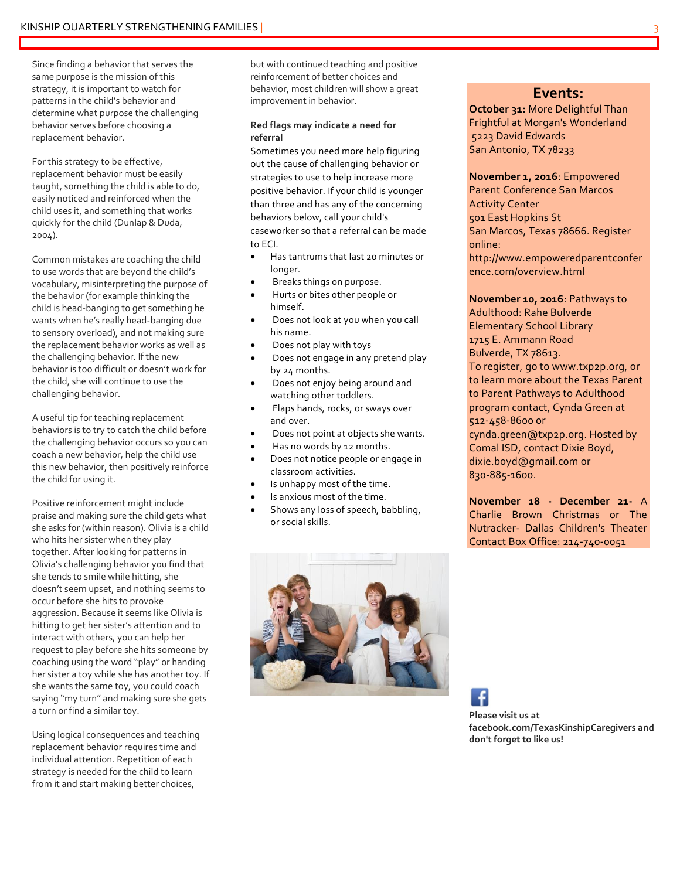Since finding a behavior that serves the same purpose is the mission of this strategy, it is important to watch for patterns in the child's behavior and determine what purpose the challenging behavior serves before choosing a replacement behavior.

For this strategy to be effective, replacement behavior must be easily taught, something the child is able to do, easily noticed and reinforced when the child uses it, and something that works quickly for the child (Dunlap & Duda, 2004).

Common mistakes are coaching the child to use words that are beyond the child's vocabulary, misinterpreting the purpose of the behavior (for example thinking the child is head-banging to get something he wants when he's really head-banging due to sensory overload), and not making sure the replacement behavior works as well as the challenging behavior. If the new behavior is too difficult or doesn't work for the child, she will continue to use the challenging behavior.

A useful tip for teaching replacement behaviors is to try to catch the child before the challenging behavior occurs so you can coach a new behavior, help the child use this new behavior, then positively reinforce the child for using it.

Positive reinforcement might include praise and making sure the child gets what she asks for (within reason). Olivia is a child who hits her sister when they play together. After looking for patterns in Olivia's challenging behavior you find that she tends to smile while hitting, she doesn't seem upset, and nothing seems to occur before she hits to provoke aggression. Because it seems like Olivia is hitting to get her sister's attention and to interact with others, you can help her request to play before she hits someone by coaching using the word "play" or handing her sister a toy while she has another toy. If she wants the same toy, you could coach saying "my turn" and making sure she gets a turn or find a similar toy.

Using logical consequences and teaching replacement behavior requires time and individual attention. Repetition of each strategy is needed for the child to learn from it and start making better choices, but with continued teaching and positive reinforcement of better choices and behavior, most children will show a great improvement in behavior.

**Red flags may indicate a need for referral**

Sometimes you need more help figuring out the cause of challenging behavior or strategies to use to help increase more positive behavior. If your child is younger than three and has any of the concerning behaviors below, call your child's caseworker so that a referral can be made to ECI.

- Has tantrums that last 20 minutes or longer.
- Breaks things on purpose.
- Hurts or bites other people or himself.
- Does not look at you when you call his name.
- Does not play with toys
- Does not engage in any pretend play by 24 months.
- Does not enjoy being around and watching other toddlers.
- Flaps hands, rocks, or sways over and over.
- Does not point at objects she wants.
- Has no words by 12 months.
- Does not notice people or engage in classroom activities.
- Is unhappy most of the time.
- Is anxious most of the time.
- Shows any loss of speech, babbling, or social skills.

## Events:

**October 31:** More Delightful Than Frightful at Morgan's Wonderland
5223 David Edwards
San Antonio, TX 78233

**November 1, 2016**: Empowered Parent Conference San Marcos Activity Center
501 East Hopkins St
San Marcos, Texas 78666. Register online:
http://www.empoweredparentconference.com/overview.html

**November 10, 2016**: Pathways to Adulthood: Rahe Bulverde Elementary School Library
1715 E. Ammann Road
Bulverde, TX 78613.
To register, go to www.txp2p.org, or to learn more about the Texas Parent to Parent Pathways to Adulthood program contact, Cynda Green at 512-458-8600 or cynda.green@txp2p.org. Hosted by Comal ISD, contact Dixie Boyd, dixie.boyd@gmail.com or 830-885-1600.

**November 18 - December 21-** A Charlie Brown Christmas or The Nutracker- Dallas Children's Theater Contact Box Office: 214-740-0051

**Please visit us at facebook.com/TexasKinshipCaregivers and don't forget to like us!**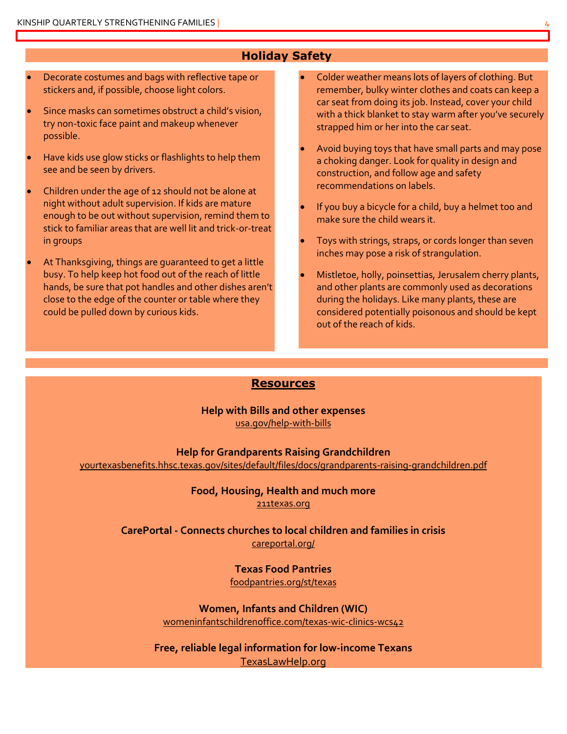## Holiday Safety

- Decorate costumes and bags with reflective tape or stickers and, if possible, choose light colors.
- Since masks can sometimes obstruct a child's vision, try non-toxic face paint and makeup whenever possible.
- Have kids use glow sticks or flashlights to help them see and be seen by drivers.
- Children under the age of 12 should not be alone at night without adult supervision. If kids are mature enough to be out without supervision, remind them to stick to familiar areas that are well lit and trick-or-treat in groups
- At Thanksgiving, things are guaranteed to get a little busy. To help keep hot food out of the reach of little hands, be sure that pot handles and other dishes aren't close to the edge of the counter or table where they could be pulled down by curious kids.
- Colder weather means lots of layers of clothing. But remember, bulky winter clothes and coats can keep a car seat from doing its job. Instead, cover your child with a thick blanket to stay warm after you've securely strapped him or her into the car seat.
- Avoid buying toys that have small parts and may pose a choking danger. Look for quality in design and construction, and follow age and safety recommendations on labels.
- If you buy a bicycle for a child, buy a helmet too and make sure the child wears it.
- Toys with strings, straps, or cords longer than seven inches may pose a risk of strangulation.
- Mistletoe, holly, poinsettias, Jerusalem cherry plants, and other plants are commonly used as decorations during the holidays. Like many plants, these are considered potentially poisonous and should be kept out of the reach of kids.

## Resources

**Help with Bills and other expenses**
usa.gov/help-with-bills

**Help for Grandparents Raising Grandchildren**
yourtexasbenefits.hhsc.texas.gov/sites/default/files/docs/grandparents-raising-grandchildren.pdf

**Food, Housing, Health and much more**
211texas.org

**CarePortal - Connects churches to local children and families in crisis**
careportal.org/

**Texas Food Pantries**
foodpantries.org/st/texas

**Women, Infants and Children (WIC)**
womeninfantschildrenoffice.com/texas-wic-clinics-wcs42

**Free, reliable legal information for low-income Texans**
TexasLawHelp.org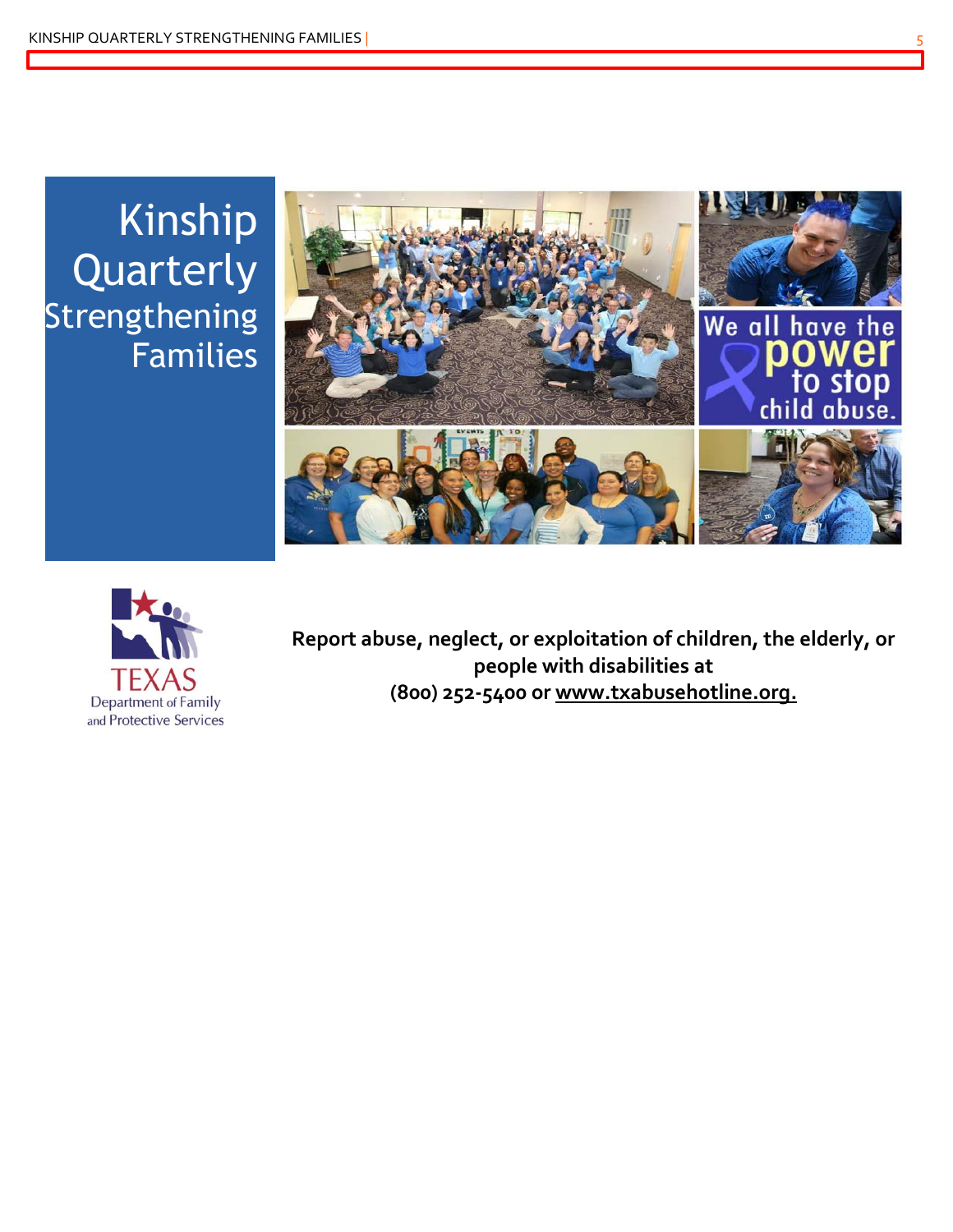# Kinship Quarterly Strengthening Families

We all have the power to stop child abuse.

TEXAS
Department of Family and Protective Services

**Report abuse, neglect, or exploitation of children, the elderly, or people with disabilities at (800) 252-5400 or www.txabusehotline.org.**